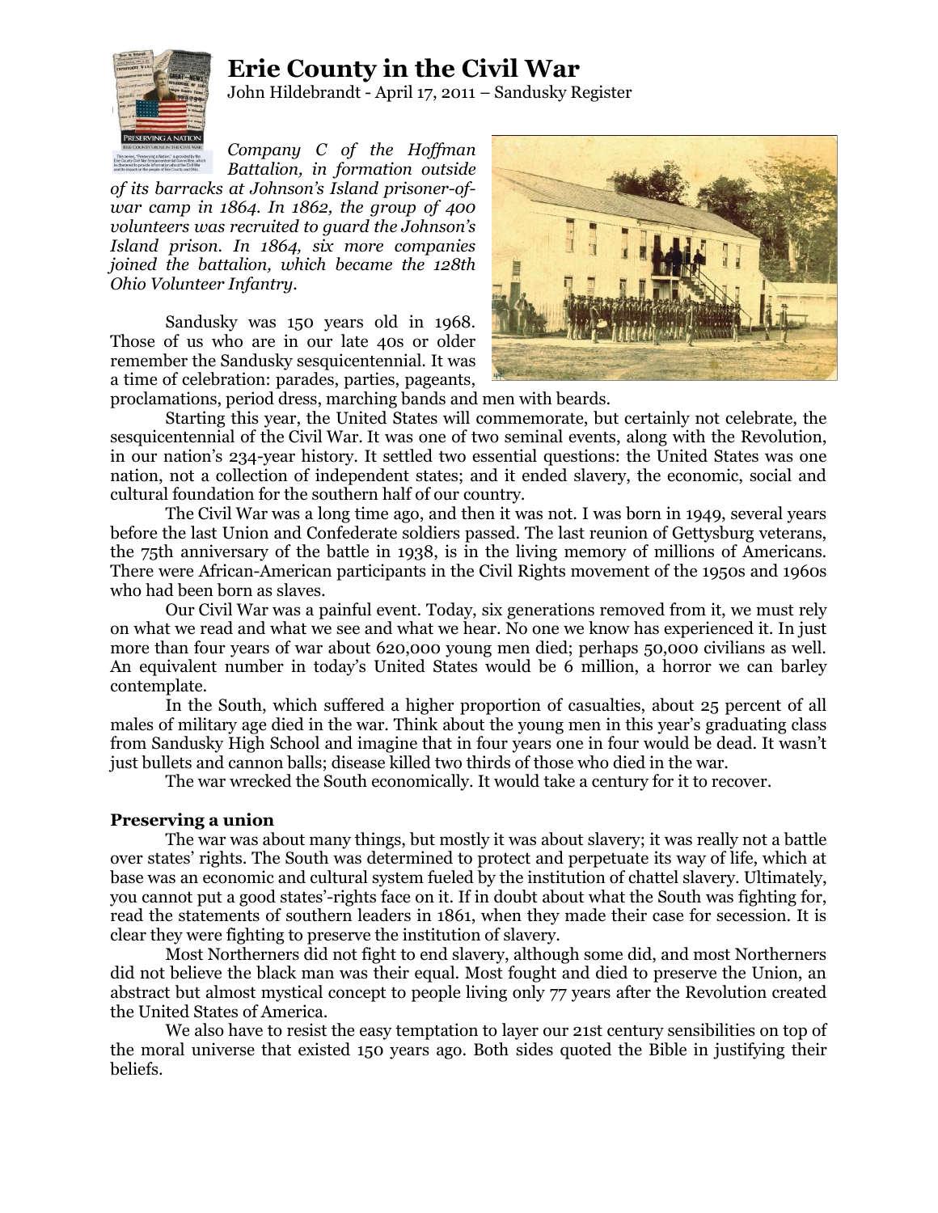# Erie County in the Civil War

John Hildebrandt - April 17, 2011 – Sandusky Register

*Company C of the Hoffman Battalion, in formation outside of its barracks at Johnson's Island prisoner-of-war camp in 1864. In 1862, the group of 400 volunteers was recruited to guard the Johnson's Island prison. In 1864, six more companies joined the battalion, which became the 128th Ohio Volunteer Infantry.*

Sandusky was 150 years old in 1968. Those of us who are in our late 40s or older remember the Sandusky sesquicentennial. It was a time of celebration: parades, parties, pageants, proclamations, period dress, marching bands and men with beards.

Starting this year, the United States will commemorate, but certainly not celebrate, the sesquicentennial of the Civil War. It was one of two seminal events, along with the Revolution, in our nation's 234-year history. It settled two essential questions: the United States was one nation, not a collection of independent states; and it ended slavery, the economic, social and cultural foundation for the southern half of our country.

The Civil War was a long time ago, and then it was not. I was born in 1949, several years before the last Union and Confederate soldiers passed. The last reunion of Gettysburg veterans, the 75th anniversary of the battle in 1938, is in the living memory of millions of Americans. There were African-American participants in the Civil Rights movement of the 1950s and 1960s who had been born as slaves.

Our Civil War was a painful event. Today, six generations removed from it, we must rely on what we read and what we see and what we hear. No one we know has experienced it. In just more than four years of war about 620,000 young men died; perhaps 50,000 civilians as well. An equivalent number in today's United States would be 6 million, a horror we can barley contemplate.

In the South, which suffered a higher proportion of casualties, about 25 percent of all males of military age died in the war. Think about the young men in this year's graduating class from Sandusky High School and imagine that in four years one in four would be dead. It wasn't just bullets and cannon balls; disease killed two thirds of those who died in the war.

The war wrecked the South economically. It would take a century for it to recover.

**Preserving a union**

The war was about many things, but mostly it was about slavery; it was really not a battle over states' rights. The South was determined to protect and perpetuate its way of life, which at base was an economic and cultural system fueled by the institution of chattel slavery. Ultimately, you cannot put a good states'-rights face on it. If in doubt about what the South was fighting for, read the statements of southern leaders in 1861, when they made their case for secession. It is clear they were fighting to preserve the institution of slavery.

Most Northerners did not fight to end slavery, although some did, and most Northerners did not believe the black man was their equal. Most fought and died to preserve the Union, an abstract but almost mystical concept to people living only 77 years after the Revolution created the United States of America.

We also have to resist the easy temptation to layer our 21st century sensibilities on top of the moral universe that existed 150 years ago. Both sides quoted the Bible in justifying their beliefs.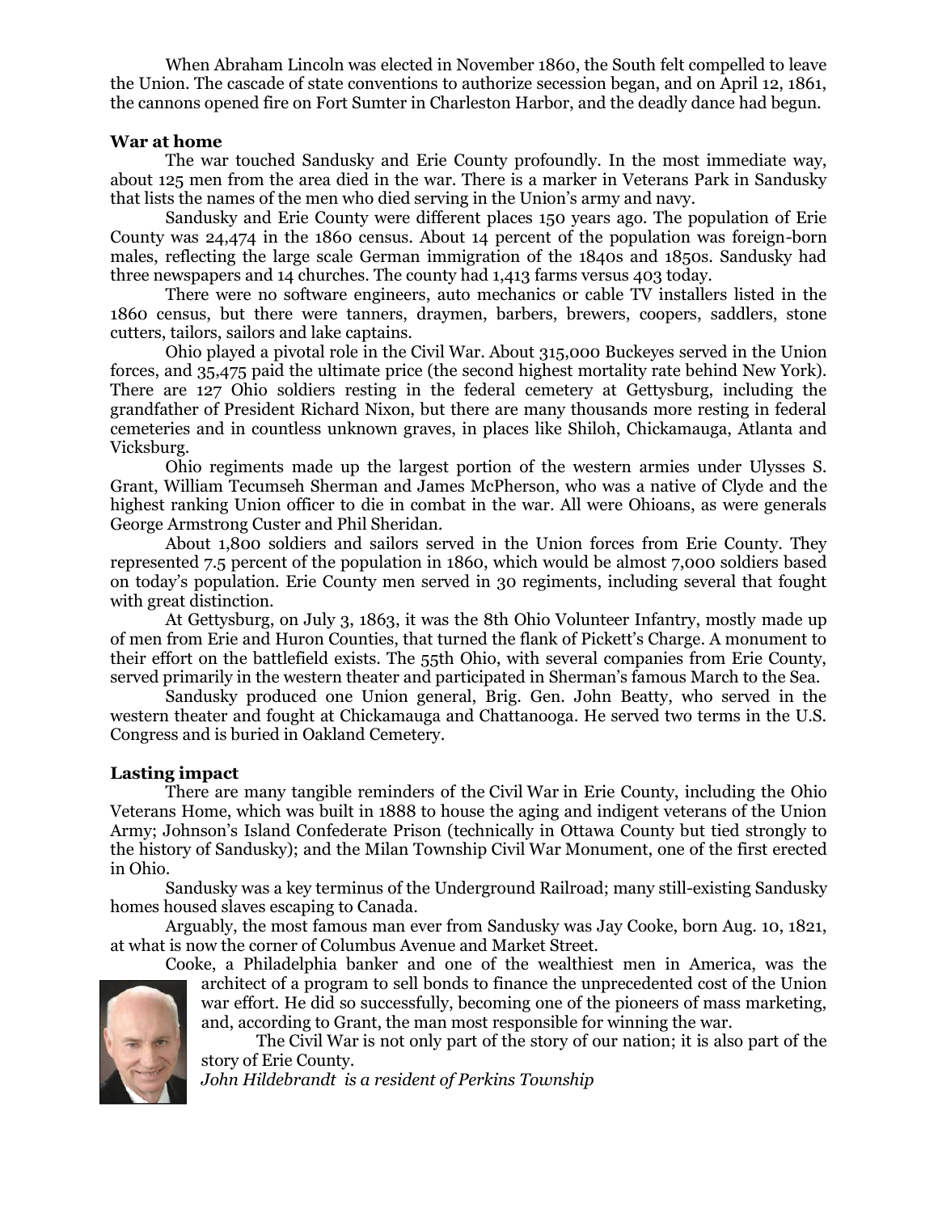When Abraham Lincoln was elected in November 1860, the South felt compelled to leave the Union. The cascade of state conventions to authorize secession began, and on April 12, 1861, the cannons opened fire on Fort Sumter in Charleston Harbor, and the deadly dance had begun.

**War at home**

The war touched Sandusky and Erie County profoundly. In the most immediate way, about 125 men from the area died in the war. There is a marker in Veterans Park in Sandusky that lists the names of the men who died serving in the Union's army and navy.

Sandusky and Erie County were different places 150 years ago. The population of Erie County was 24,474 in the 1860 census. About 14 percent of the population was foreign-born males, reflecting the large scale German immigration of the 1840s and 1850s. Sandusky had three newspapers and 14 churches. The county had 1,413 farms versus 403 today.

There were no software engineers, auto mechanics or cable TV installers listed in the 1860 census, but there were tanners, draymen, barbers, brewers, coopers, saddlers, stone cutters, tailors, sailors and lake captains.

Ohio played a pivotal role in the Civil War. About 315,000 Buckeyes served in the Union forces, and 35,475 paid the ultimate price (the second highest mortality rate behind New York). There are 127 Ohio soldiers resting in the federal cemetery at Gettysburg, including the grandfather of President Richard Nixon, but there are many thousands more resting in federal cemeteries and in countless unknown graves, in places like Shiloh, Chickamauga, Atlanta and Vicksburg.

Ohio regiments made up the largest portion of the western armies under Ulysses S. Grant, William Tecumseh Sherman and James McPherson, who was a native of Clyde and the highest ranking Union officer to die in combat in the war. All were Ohioans, as were generals George Armstrong Custer and Phil Sheridan.

About 1,800 soldiers and sailors served in the Union forces from Erie County. They represented 7.5 percent of the population in 1860, which would be almost 7,000 soldiers based on today's population. Erie County men served in 30 regiments, including several that fought with great distinction.

At Gettysburg, on July 3, 1863, it was the 8th Ohio Volunteer Infantry, mostly made up of men from Erie and Huron Counties, that turned the flank of Pickett's Charge. A monument to their effort on the battlefield exists. The 55th Ohio, with several companies from Erie County, served primarily in the western theater and participated in Sherman's famous March to the Sea.

Sandusky produced one Union general, Brig. Gen. John Beatty, who served in the western theater and fought at Chickamauga and Chattanooga. He served two terms in the U.S. Congress and is buried in Oakland Cemetery.

**Lasting impact**

There are many tangible reminders of the Civil War in Erie County, including the Ohio Veterans Home, which was built in 1888 to house the aging and indigent veterans of the Union Army; Johnson's Island Confederate Prison (technically in Ottawa County but tied strongly to the history of Sandusky); and the Milan Township Civil War Monument, one of the first erected in Ohio.

Sandusky was a key terminus of the Underground Railroad; many still-existing Sandusky homes housed slaves escaping to Canada.

Arguably, the most famous man ever from Sandusky was Jay Cooke, born Aug. 10, 1821, at what is now the corner of Columbus Avenue and Market Street.

Cooke, a Philadelphia banker and one of the wealthiest men in America, was the architect of a program to sell bonds to finance the unprecedented cost of the Union war effort. He did so successfully, becoming one of the pioneers of mass marketing, and, according to Grant, the man most responsible for winning the war.

The Civil War is not only part of the story of our nation; it is also part of the story of Erie County.

*John Hildebrandt is a resident of Perkins Township*